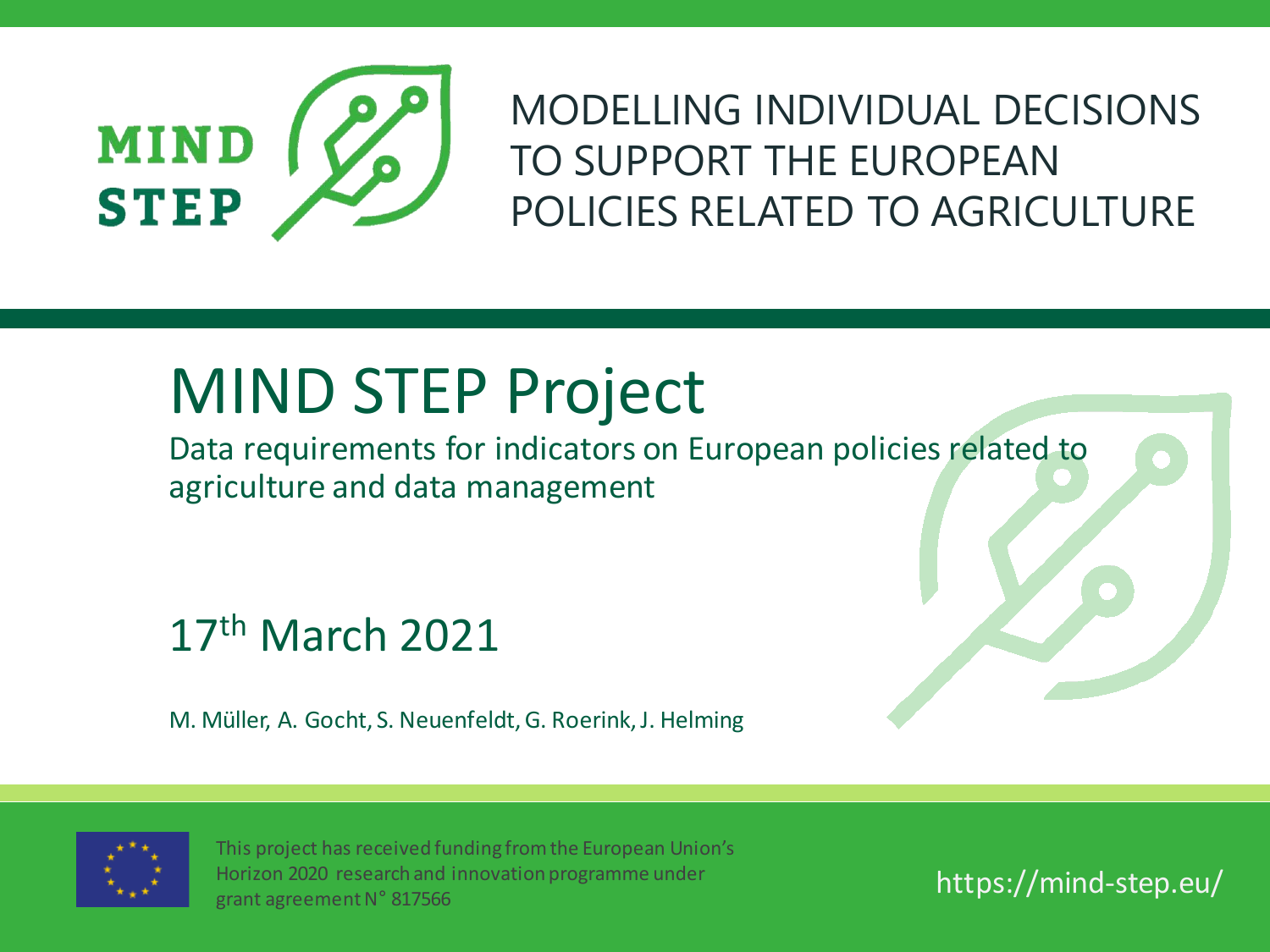MIND STEP

MODELLING INDIVIDUAL DECISIONS TO SUPPORT THE EUROPEAN POLICIES RELATED TO AGRICULTURE

# MIND STEP Project

Data requirements for indicators on European policies related to agriculture and data management

17th March 2021

M. Müller, A. Gocht, S. Neuenfeldt, G. Roerink, J. Helming

This project has received funding from the European Union's Horizon 2020 research and innovation programme under grant agreement N° 817566

https://mind-step.eu/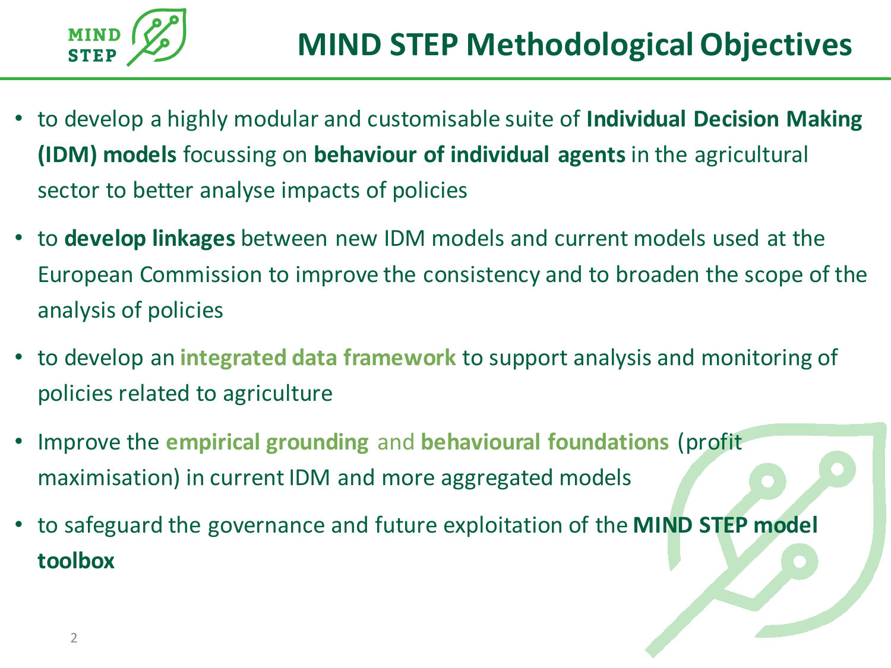# MIND STEP Methodological Objectives

- to develop a highly modular and customisable suite of **Individual Decision Making (IDM) models** focussing on **behaviour of individual agents** in the agricultural sector to better analyse impacts of policies
- to **develop linkages** between new IDM models and current models used at the European Commission to improve the consistency and to broaden the scope of the analysis of policies
- to develop an **integrated data framework** to support analysis and monitoring of policies related to agriculture
- Improve the **empirical grounding** and **behavioural foundations** (profit maximisation) in current IDM and more aggregated models
- to safeguard the governance and future exploitation of the **MIND STEP model toolbox**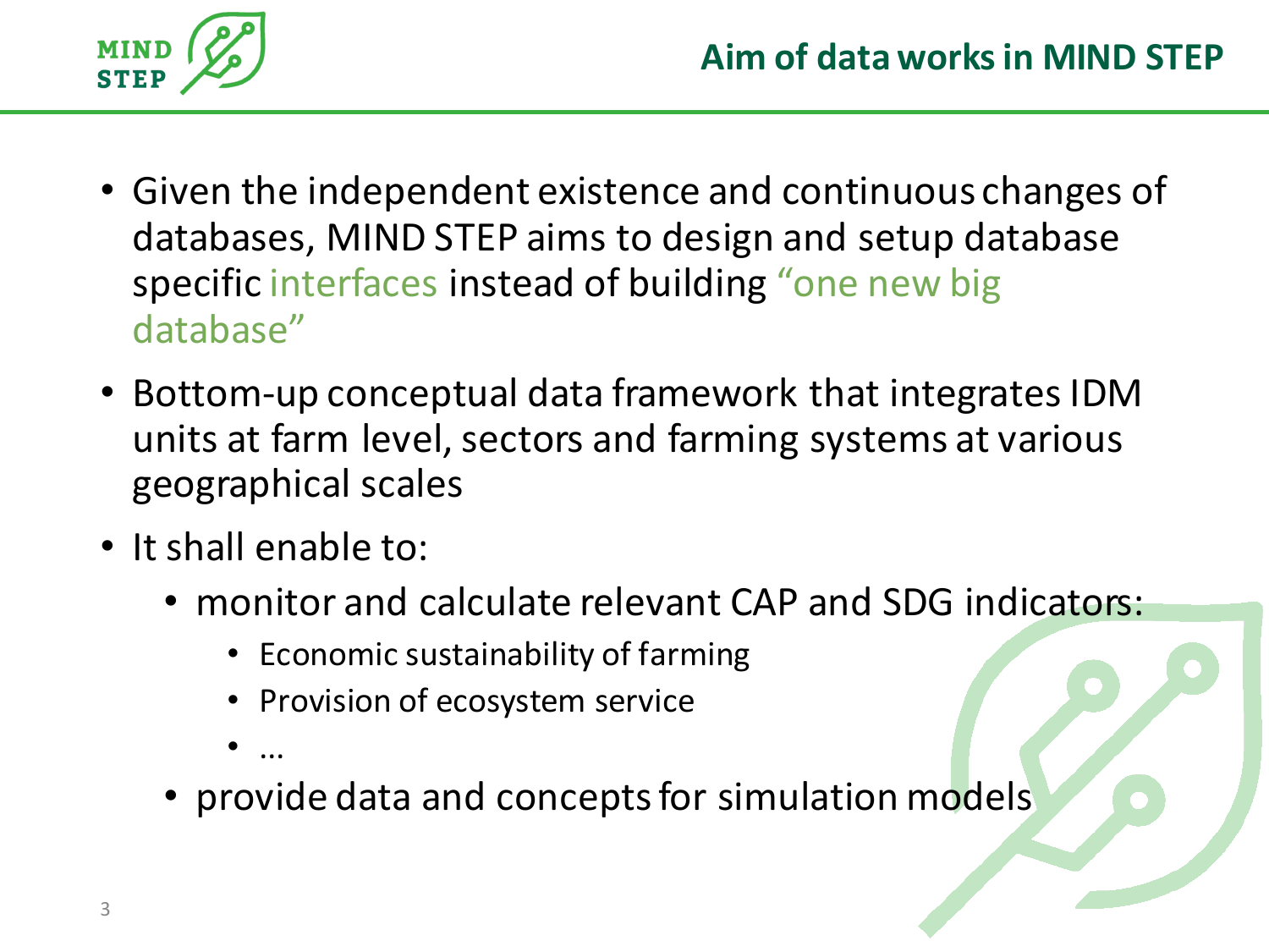# Aim of data works in MIND STEP

- Given the independent existence and continuous changes of databases, MIND STEP aims to design and setup database specific interfaces instead of building "one new big database"
- Bottom-up conceptual data framework that integrates IDM units at farm level, sectors and farming systems at various geographical scales
- It shall enable to:
  - monitor and calculate relevant CAP and SDG indicators:
    - Economic sustainability of farming
    - Provision of ecosystem service
    - …
  - provide data and concepts for simulation models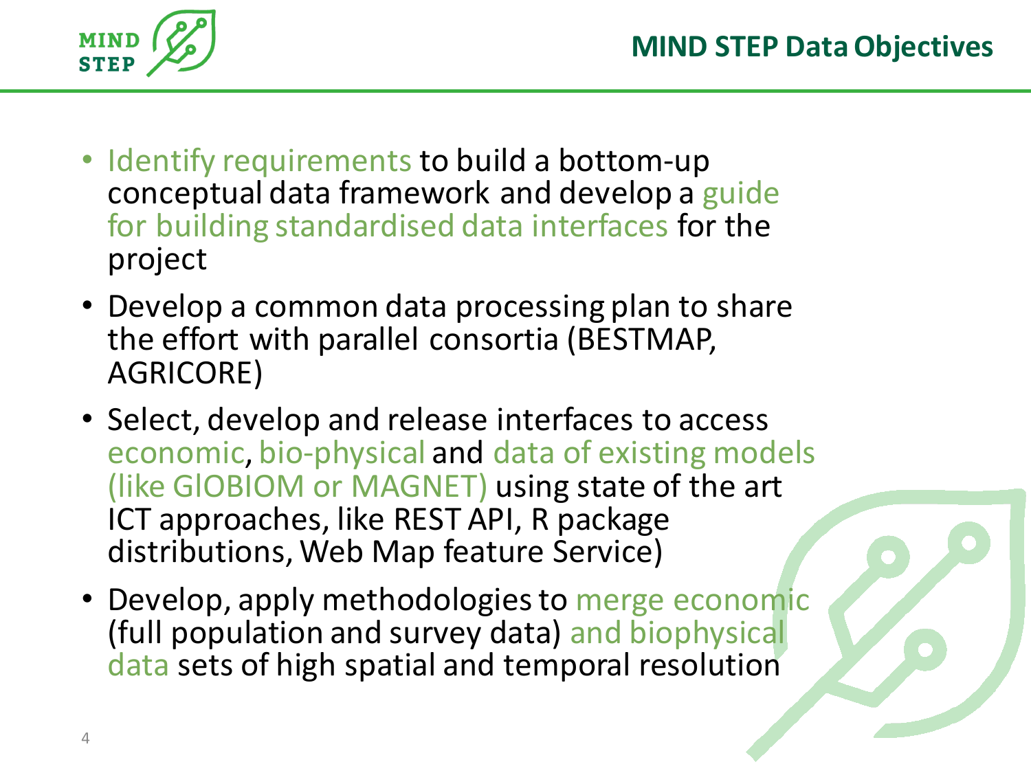# MIND STEP Data Objectives

- Identify requirements to build a bottom-up conceptual data framework and develop a guide for building standardised data interfaces for the project
- Develop a common data processing plan to share the effort with parallel consortia (BESTMAP, AGRICORE)
- Select, develop and release interfaces to access economic, bio-physical and data of existing models (like GlOBIOM or MAGNET) using state of the art ICT approaches, like REST API, R package distributions, Web Map feature Service)
- Develop, apply methodologies to merge economic (full population and survey data) and biophysical data sets of high spatial and temporal resolution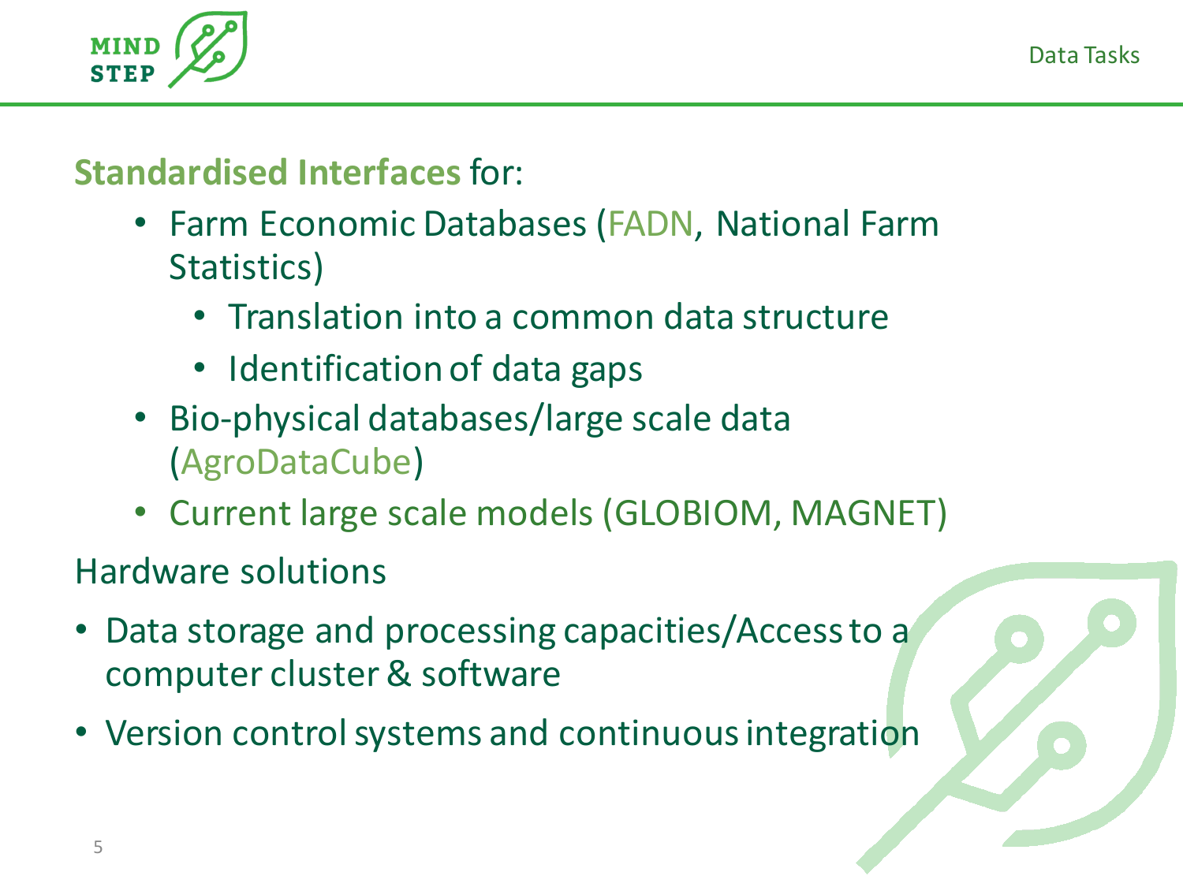**Standardised Interfaces** for:

- Farm Economic Databases (FADN, National Farm Statistics)
  - Translation into a common data structure
  - Identification of data gaps
- Bio-physical databases/large scale data (AgroDataCube)
- Current large scale models (GLOBIOM, MAGNET)

Hardware solutions

- Data storage and processing capacities/Access to a computer cluster & software
- Version control systems and continuous integration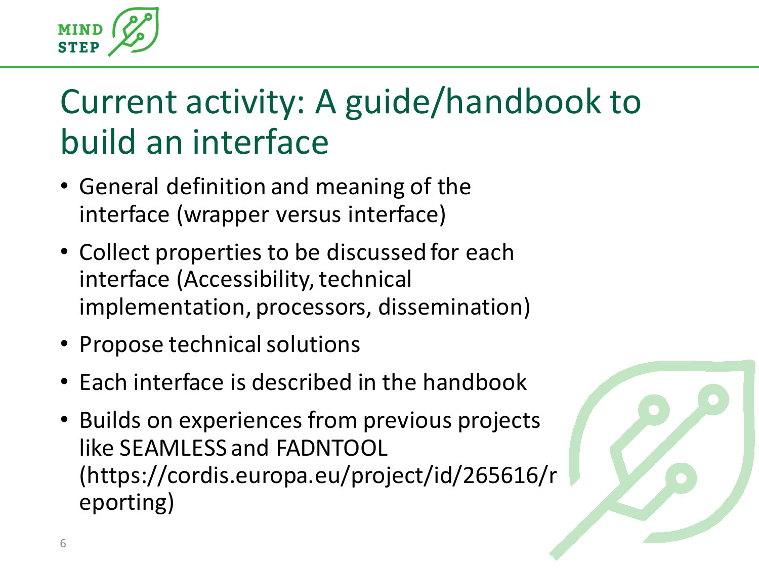# Current activity: A guide/handbook to build an interface

- General definition and meaning of the interface (wrapper versus interface)
- Collect properties to be discussed for each interface (Accessibility, technical implementation, processors, dissemination)
- Propose technical solutions
- Each interface is described in the handbook
- Builds on experiences from previous projects like SEAMLESS and FADNTOOL (https://cordis.europa.eu/project/id/265616/reporting)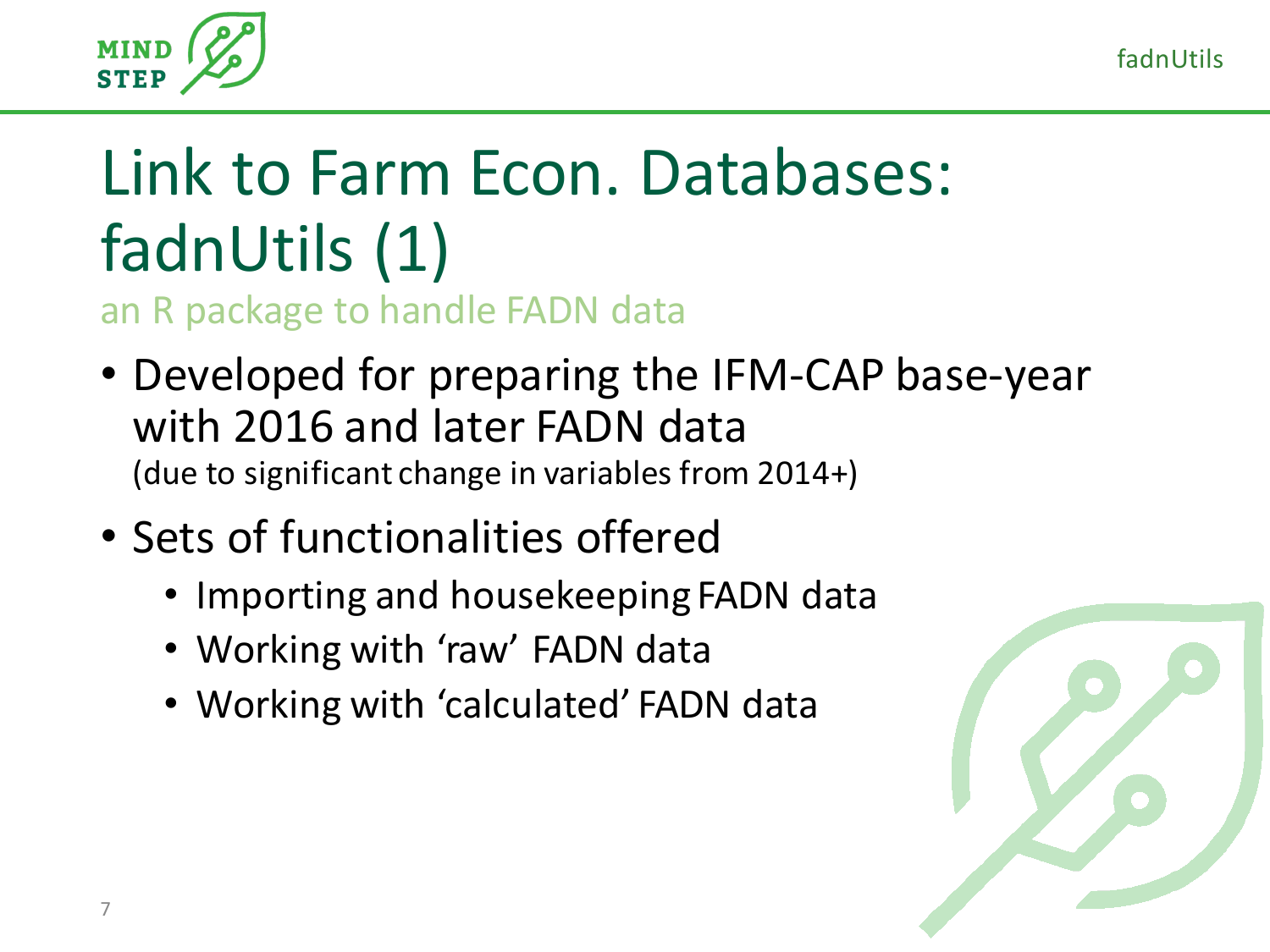# Link to Farm Econ. Databases: fadnUtils (1)

an R package to handle FADN data

- Developed for preparing the IFM-CAP base-year with 2016 and later FADN data
  (due to significant change in variables from 2014+)
- Sets of functionalities offered
  - Importing and housekeeping FADN data
  - Working with ‘raw’ FADN data
  - Working with ‘calculated’ FADN data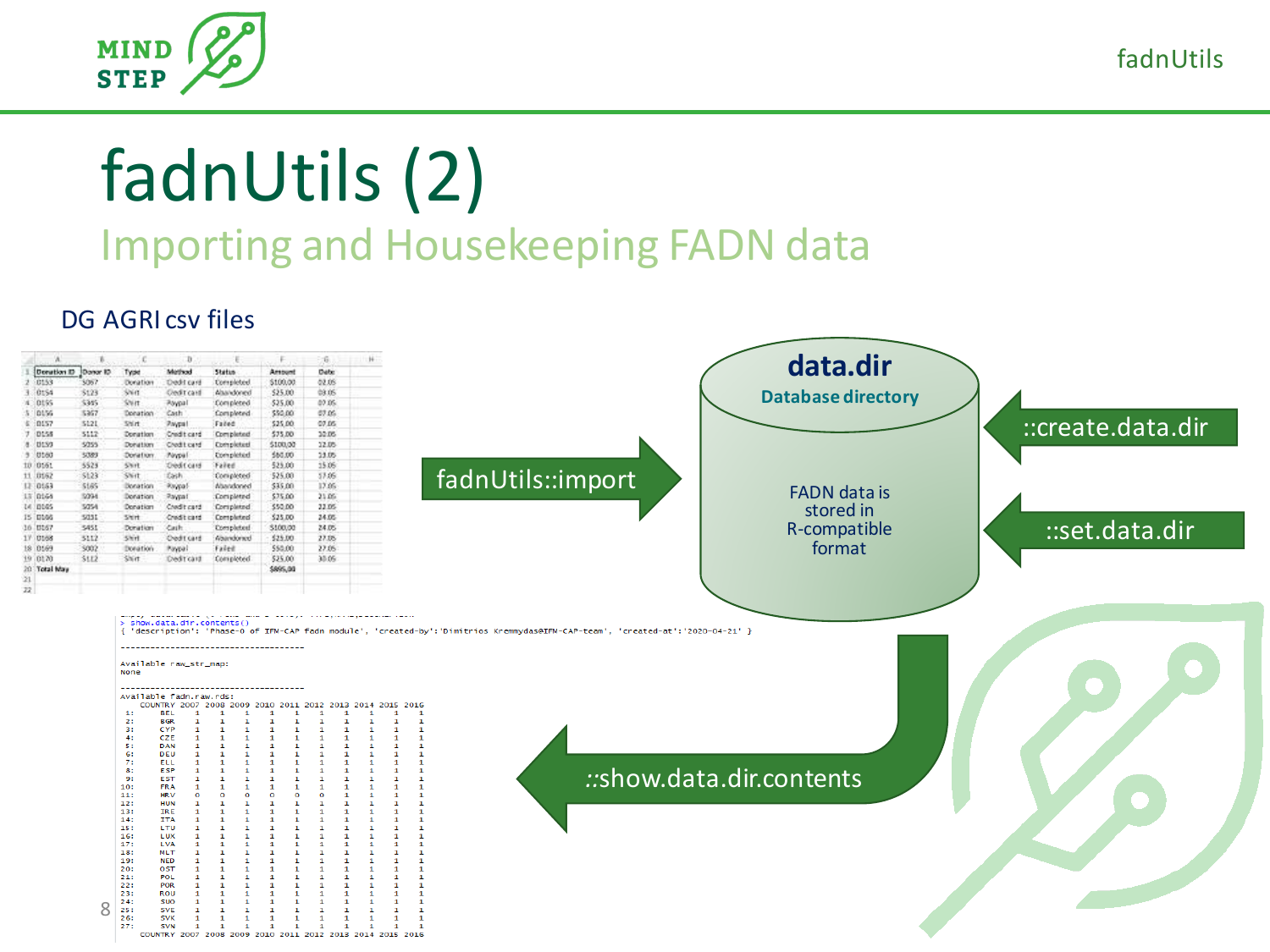# fadnUtils (2)

## Importing and Housekeeping FADN data

DG AGRI csv files

fadnUtils::import

**data.dir**

Database directory

FADN data is stored in R-compatible format

::create.data.dir

::set.data.dir

::show.data.dir.contents

```
> show.data.dir.contents()
{ 'description': 'Phase-0 of IFM-CAP fadn module', 'created-by':'Dimitrios Kremmydas@IFM-CAP-team', 'created-at':'2020-04-21' }

------------------------------------

Available raw_str_map:
None

------------------------------------
Available fadn.raw.rds:
    COUNTRY 2007 2008 2009 2010 2011 2012 2013 2014 2015 2016
 1:     BEL    1    1    1    1    1    1    1    1    1    1
 2:     BGR    1    1    1    1    1    1    1    1    1    1
 3:     CYP    1    1    1    1    1    1    1    1    1    1
 4:     CZE    1    1    1    1    1    1    1    1    1    1
 5:     DAN    1    1    1    1    1    1    1    1    1    1
 6:     DEU    1    1    1    1    1    1    1    1    1    1
 7:     ELL    1    1    1    1    1    1    1    1    1    1
 8:     ESP    1    1    1    1    1    1    1    1    1    1
 9:     EST    1    1    1    1    1    1    1    1    1    1
10:     FRA    1    1    1    1    1    1    1    1    1    1
11:     HRV    0    0    0    0    0    0    1    1    1    1
12:     HUN    1    1    1    1    1    1    1    1    1    1
13:     IRE    1    1    1    1    1    1    1    1    1    1
14:     ITA    1    1    1    1    1    1    1    1    1    1
15:     LTU    1    1    1    1    1    1    1    1    1    1
16:     LUX    1    1    1    1    1    1    1    1    1    1
17:     LVA    1    1    1    1    1    1    1    1    1    1
18:     MLT    1    1    1    1    1    1    1    1    1    1
19:     NED    1    1    1    1    1    1    1    1    1    1
20:     OST    1    1    1    1    1    1    1    1    1    1
21:     POL    1    1    1    1    1    1    1    1    1    1
22:     POR    1    1    1    1    1    1    1    1    1    1
23:     ROU    1    1    1    1    1    1    1    1    1    1
24:     SUO    1    1    1    1    1    1    1    1    1    1
25:     SVE    1    1    1    1    1    1    1    1    1    1
26:     SVK    1    1    1    1    1    1    1    1    1    1
27:     SVN    1    1    1    1    1    1    1    1    1    1
    COUNTRY 2007 2008 2009 2010 2011 2012 2013 2014 2015 2016
```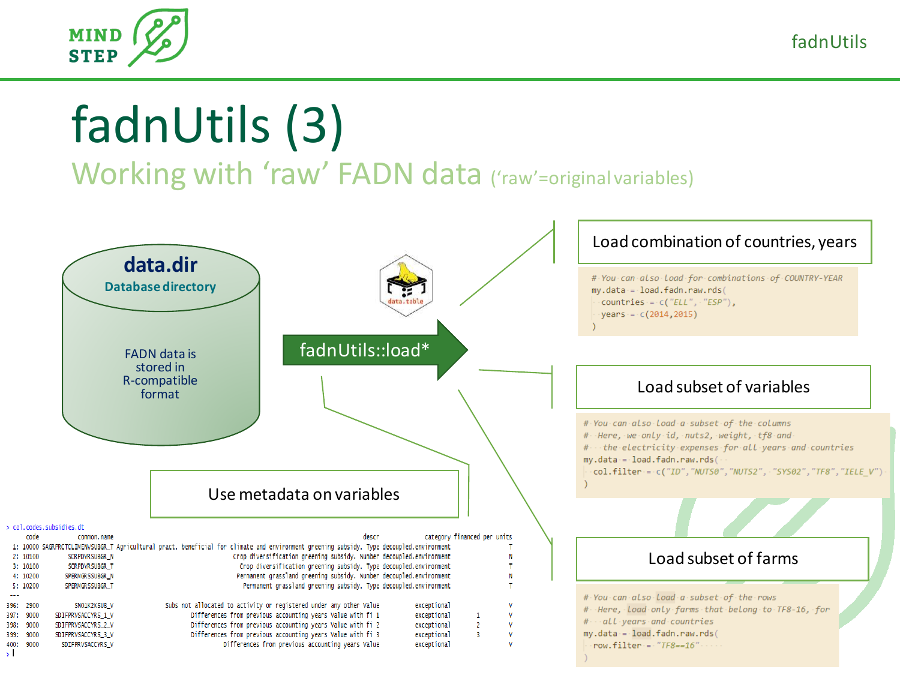# fadnUtils (3)

## Working with 'raw' FADN data ('raw'=original variables)

**data.dir**
Database directory

FADN data is stored in R-compatible format

**fadnUtils::load***

### Load combination of countries, years

```
# You can also load for combinations of COUNTRY-YEAR
my.data = load.fadn.raw.rds(
  countries = c("ELL", "ESP"),
  years = c(2014,2015)
)
```

### Load subset of variables

```
# You can also load a subset of the columns
#  Here, we only id, nuts2, weight, tf8 and
#   the electricity expenses for all years and countries
my.data = load.fadn.raw.rds(
  col.filter = c("ID","NUTS0","NUTS2", "SYS02","TF8","IELE_V")
)
```

### Load subset of farms

```
# You can also load a subset of the rows
#  Here, load only farms that belong to TF8-16, for
#   all years and countries
my.data = load.fadn.raw.rds(
  row.filter = "TF8==16"
)
```

### Use metadata on variables

```
> col.codes.subsidies.dt
      code             common.name                                                    descr            category financed per units
  1: 10000 SAGRPRCTCLIMENVSUBGR_T Agricultural pract. beneficial for climate and environment greening subsidy. Type decoupled.environment   T
  2: 10100         SCRPDVRSUBGR_N                 Crop diversification greening subsidy. Number decoupled.environment   N
  3: 10100         SCRPDVRSUBGR_T                 Crop diversification greening subsidy. Type decoupled.environment   T
  4: 10200        SPERMGRSSUBGR_N             Permanent grassland greening subsidy. Number decoupled.environment   N
  5: 10200        SPERMGRSSUBGR_T             Permanent grassland greening subsidy. Type decoupled.environment   T
 ---
396:  2900            SNO1K2K5UB_V        Subs not allocated to activity or registered under any other Value     exceptional              V
397:  9000      SDIFPRVSACCYRS_1_V        Differences from previous accounting years Value with fi 1     exceptional        1     V
398:  9000      SDIFPRVSACCYRS_2_V        Differences from previous accounting years Value with fi 2     exceptional        2     V
399:  9000      SDIFPRVSACCYRS_3_V        Differences from previous accounting years Value with fi 3     exceptional        3     V
400:  9000        SDIFPRVSACCYRS_V        Differences from previous accounting years Value               exceptional              V
> |
```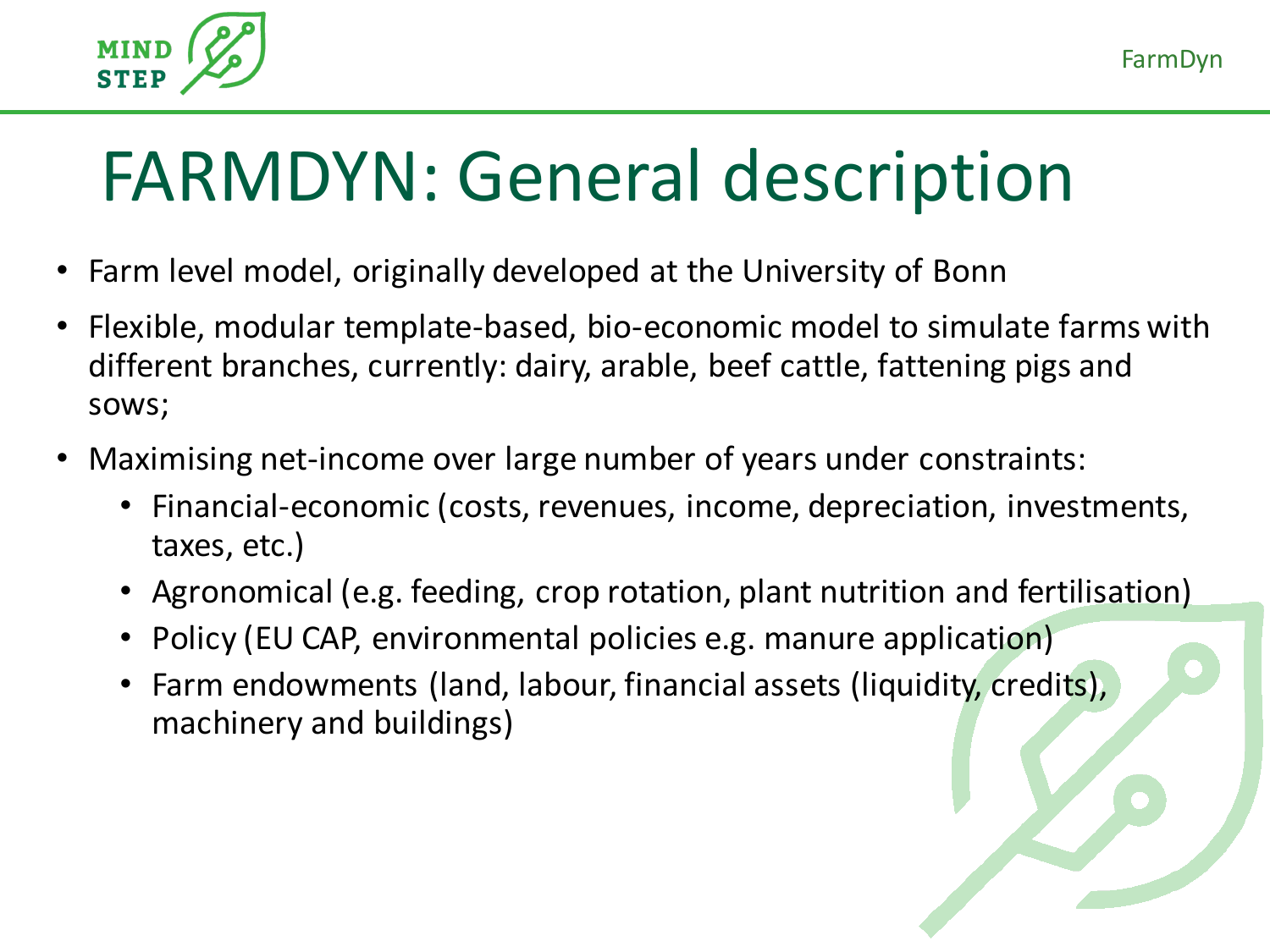# FARMDYN: General description

- Farm level model, originally developed at the University of Bonn
- Flexible, modular template-based, bio-economic model to simulate farms with different branches, currently: dairy, arable, beef cattle, fattening pigs and sows;
- Maximising net-income over large number of years under constraints:
  - Financial-economic (costs, revenues, income, depreciation, investments, taxes, etc.)
  - Agronomical (e.g. feeding, crop rotation, plant nutrition and fertilisation)
  - Policy (EU CAP, environmental policies e.g. manure application)
  - Farm endowments (land, labour, financial assets (liquidity, credits), machinery and buildings)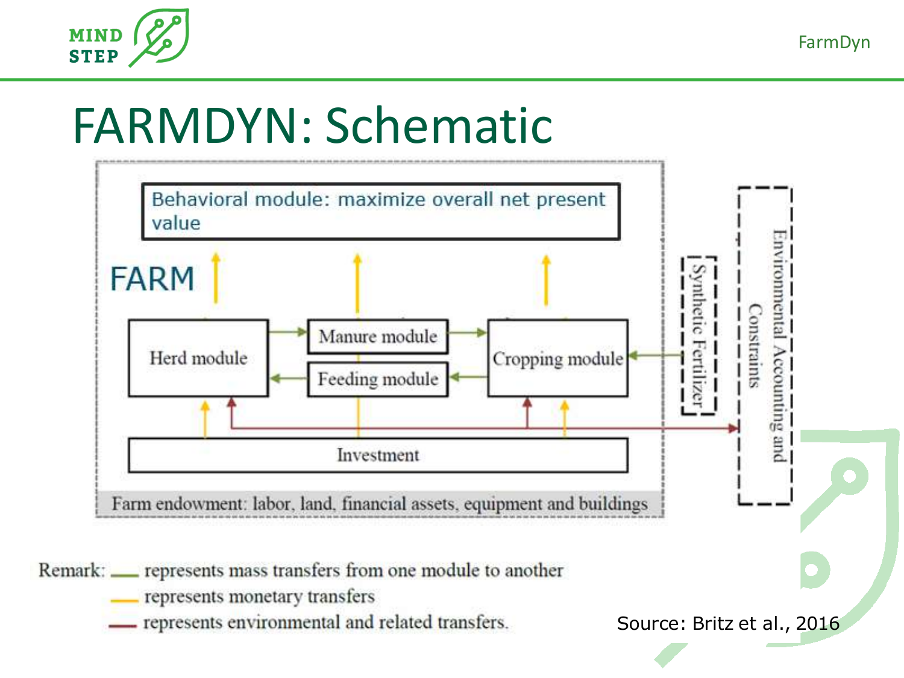# FARMDYN: Schematic

Behavioral module: maximize overall net present value

FARM

Herd module

Manure module

Feeding module

Cropping module

Synthetic Fertilizer

Environmental Accounting and Constraints

Investment

Farm endowment: labor, land, financial assets, equipment and buildings

Remark: — represents mass transfers from one module to another
— represents monetary transfers
— represents environmental and related transfers.

Source: Britz et al., 2016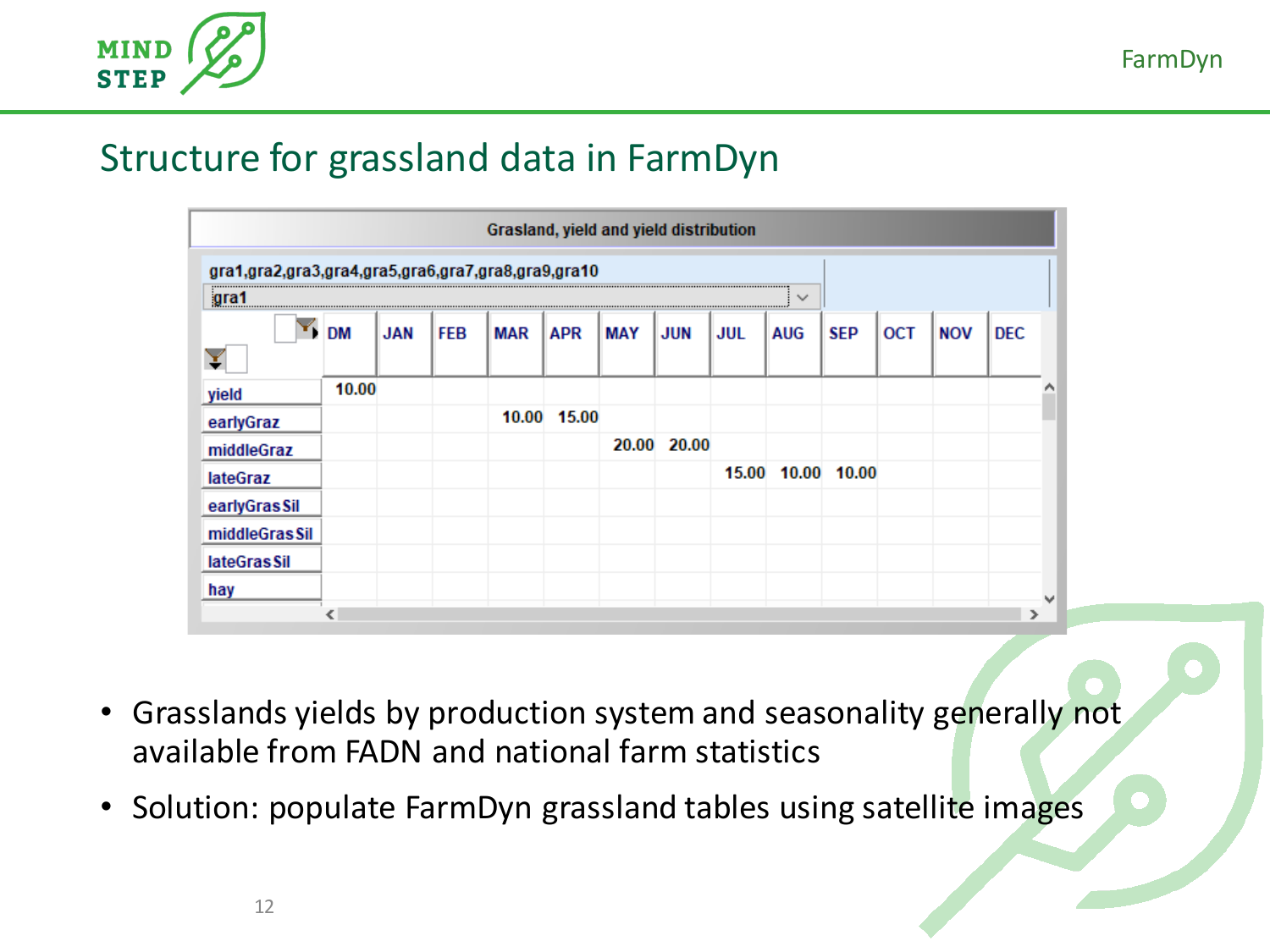# Structure for grassland data in FarmDyn

**Grasland, yield and yield distribution**

gra1,gra2,gra3,gra4,gra5,gra6,gra7,gra8,gra9,gra10

gra1

| | DM | JAN | FEB | MAR | APR | MAY | JUN | JUL | AUG | SEP | OCT | NOV | DEC |
|---|---|---|---|---|---|---|---|---|---|---|---|---|---|
| yield | 10.00 | | | | | | | | | | | | |
| earlyGraz | | | | 10.00 | 15.00 | | | | | | | | |
| middleGraz | | | | | | 20.00 | 20.00 | | | | | | |
| lateGraz | | | | | | | | 15.00 | 10.00 | 10.00 | | | |
| earlyGrasSil | | | | | | | | | | | | | |
| middleGrasSil | | | | | | | | | | | | | |
| lateGrasSil | | | | | | | | | | | | | |
| hay | | | | | | | | | | | | | |

- Grasslands yields by production system and seasonality generally not available from FADN and national farm statistics
- Solution: populate FarmDyn grassland tables using satellite images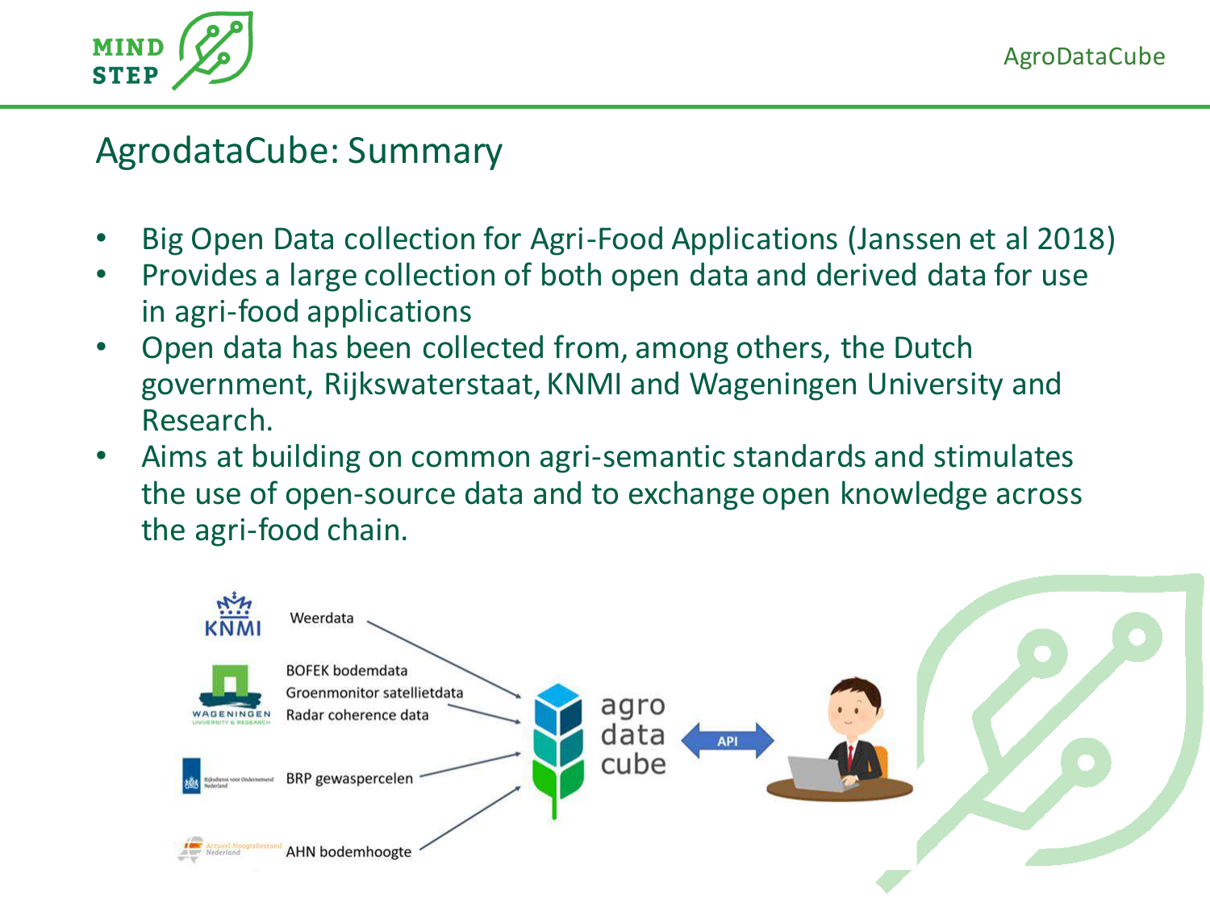# AgrodataCube: Summary

- Big Open Data collection for Agri-Food Applications (Janssen et al 2018)
- Provides a large collection of both open data and derived data for use in agri-food applications
- Open data has been collected from, among others, the Dutch government, Rijkswaterstaat, KNMI and Wageningen University and Research.
- Aims at building on common agri-semantic standards and stimulates the use of open-source data and to exchange open knowledge across the agri-food chain.

KNMI — Weerdata

Wageningen University & Research — BOFEK bodemdata, Groenmonitor satellietdata, Radar coherence data

Rijksdienst voor Ondernemend Nederland — BRP gewaspercelen

Actueel Hoogtebestand Nederland — AHN bodemhoogte

agro data cube ⟷ API ⟷ user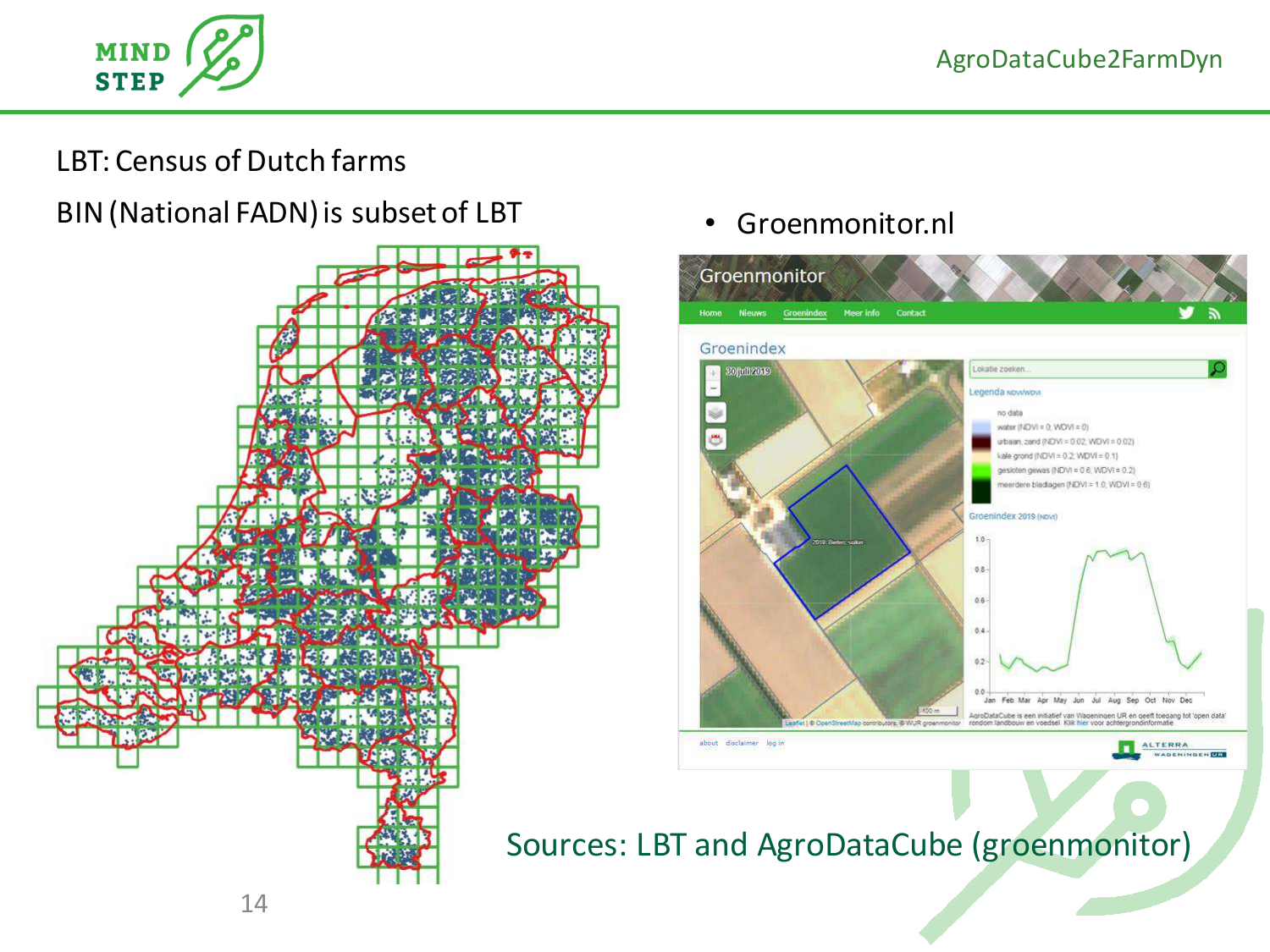LBT: Census of Dutch farms

BIN (National FADN) is subset of LBT

- Groenmonitor.nl

Sources: LBT and AgroDataCube (groenmonitor)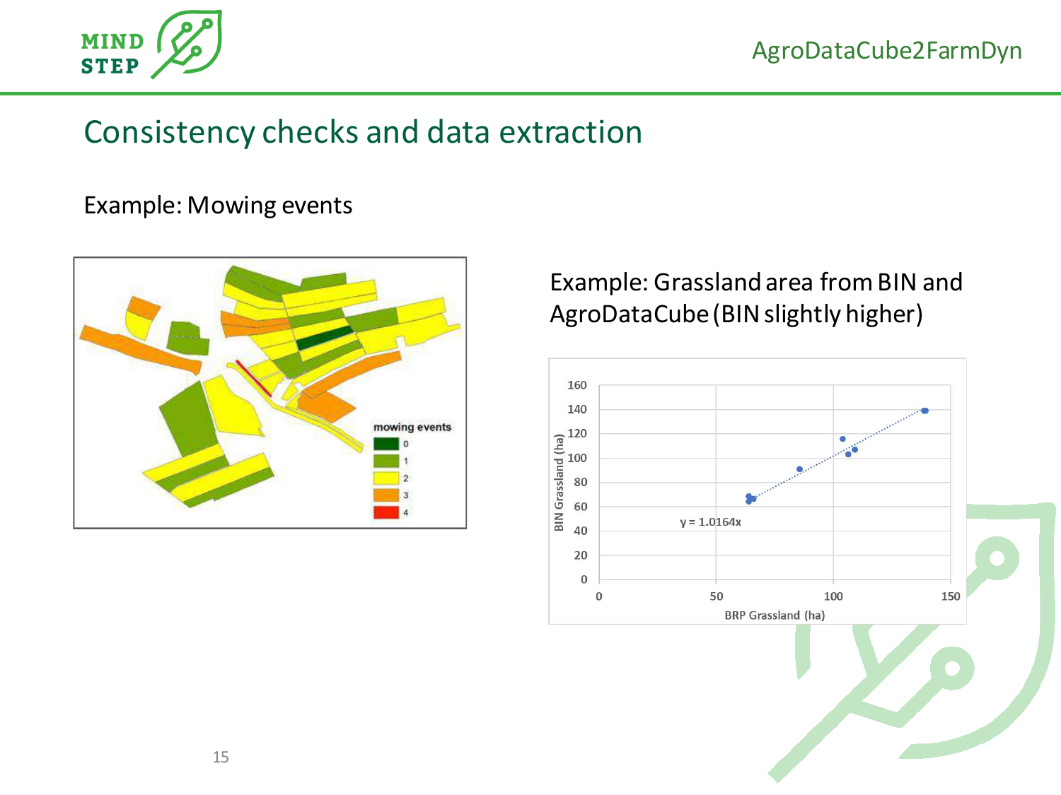## Consistency checks and data extraction

Example: Mowing events

mowing events

- 0
- 1
- 2
- 3
- 4

Example: Grassland area from BIN and AgroDataCube (BIN slightly higher)

$y = 1.0164x$

BIN Grassland (ha)

BRP Grassland (ha)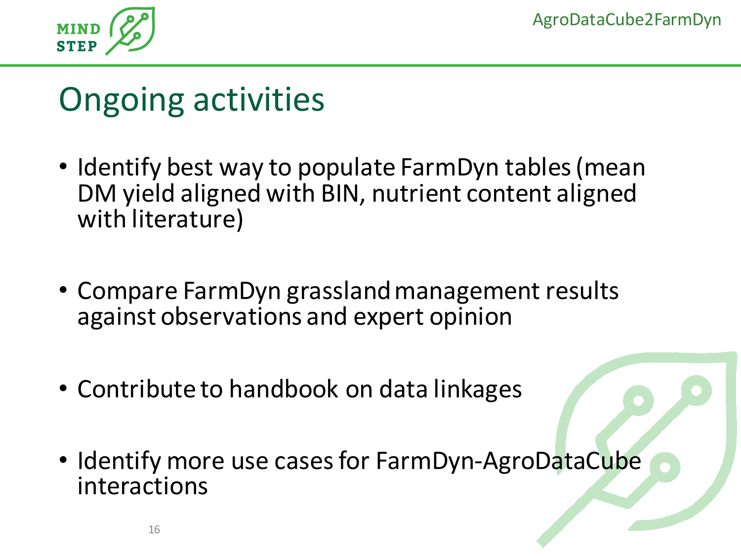# Ongoing activities

- Identify best way to populate FarmDyn tables (mean DM yield aligned with BIN, nutrient content aligned with literature)
- Compare FarmDyn grassland management results against observations and expert opinion
- Contribute to handbook on data linkages
- Identify more use cases for FarmDyn-AgroDataCube interactions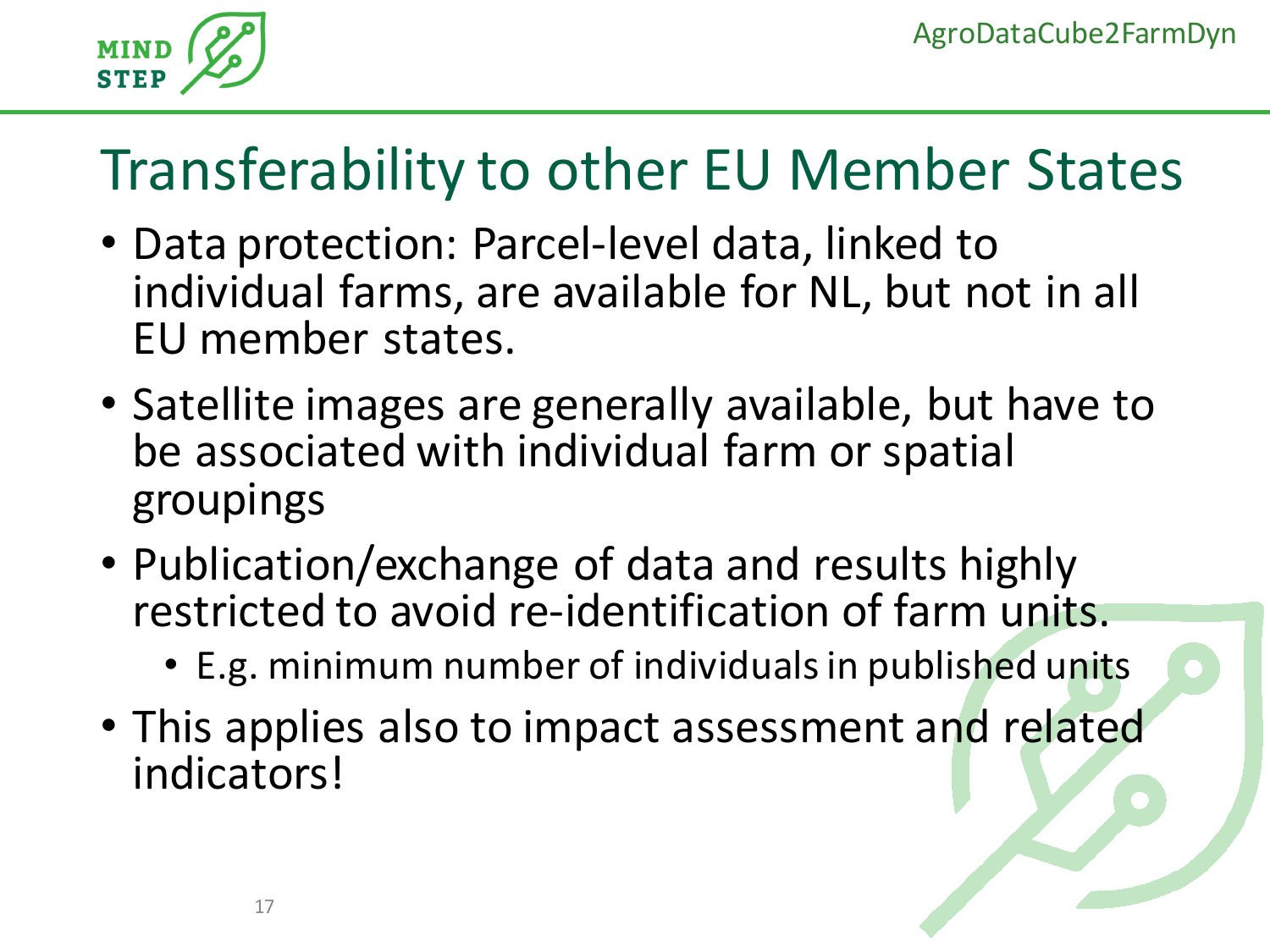# Transferability to other EU Member States

- Data protection: Parcel-level data, linked to individual farms, are available for NL, but not in all EU member states.
- Satellite images are generally available, but have to be associated with individual farm or spatial groupings
- Publication/exchange of data and results highly restricted to avoid re-identification of farm units.
  - E.g. minimum number of individuals in published units
- This applies also to impact assessment and related indicators!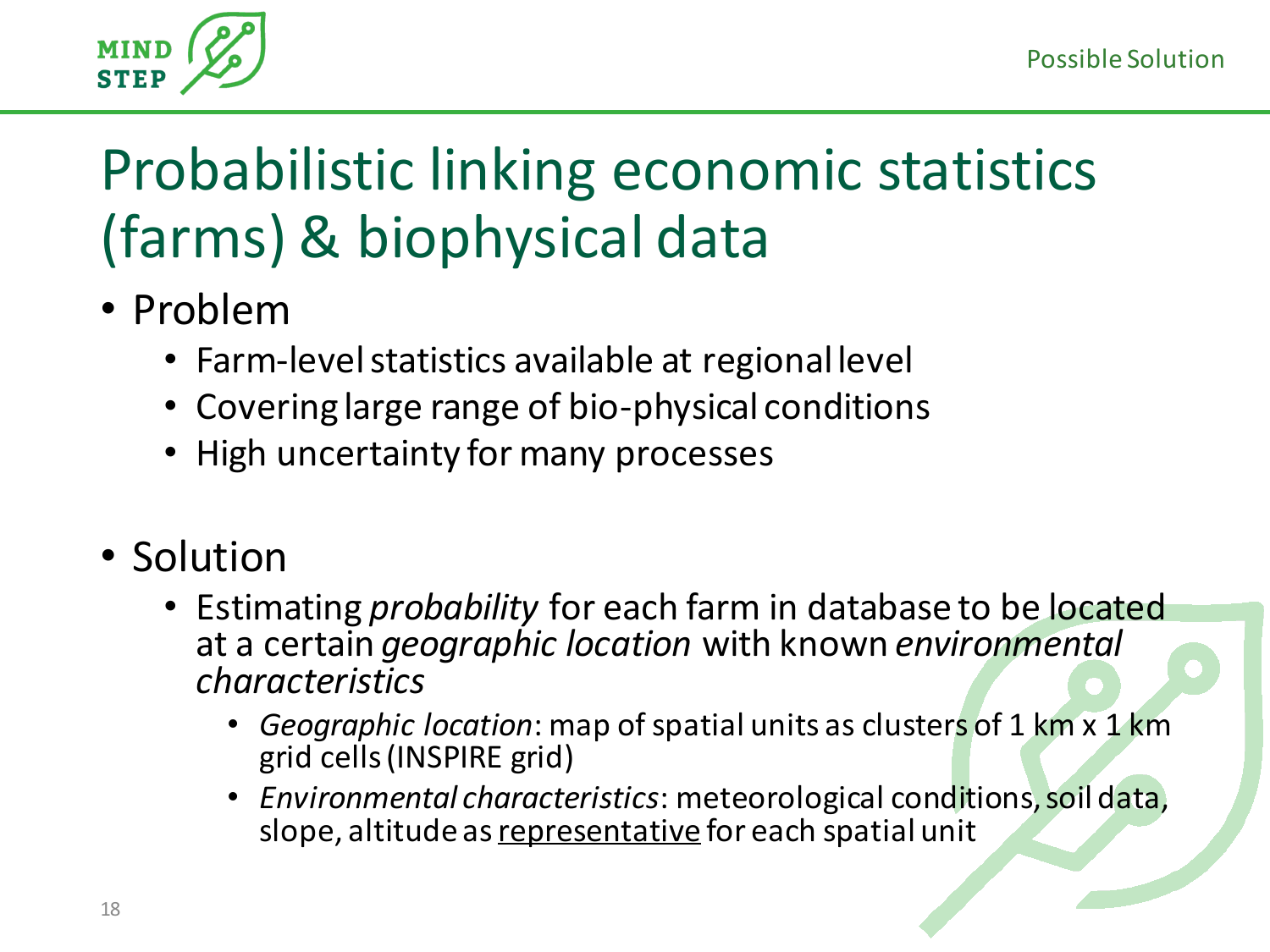Possible Solution

# Probabilistic linking economic statistics (farms) & biophysical data

- Problem
  - Farm-level statistics available at regional level
  - Covering large range of bio-physical conditions
  - High uncertainty for many processes

- Solution
  - Estimating *probability* for each farm in database to be located at a certain *geographic location* with known *environmental characteristics*
    - *Geographic location*: map of spatial units as clusters of 1 km x 1 km grid cells (INSPIRE grid)
    - *Environmental characteristics*: meteorological conditions, soil data, slope, altitude as <u>representative</u> for each spatial unit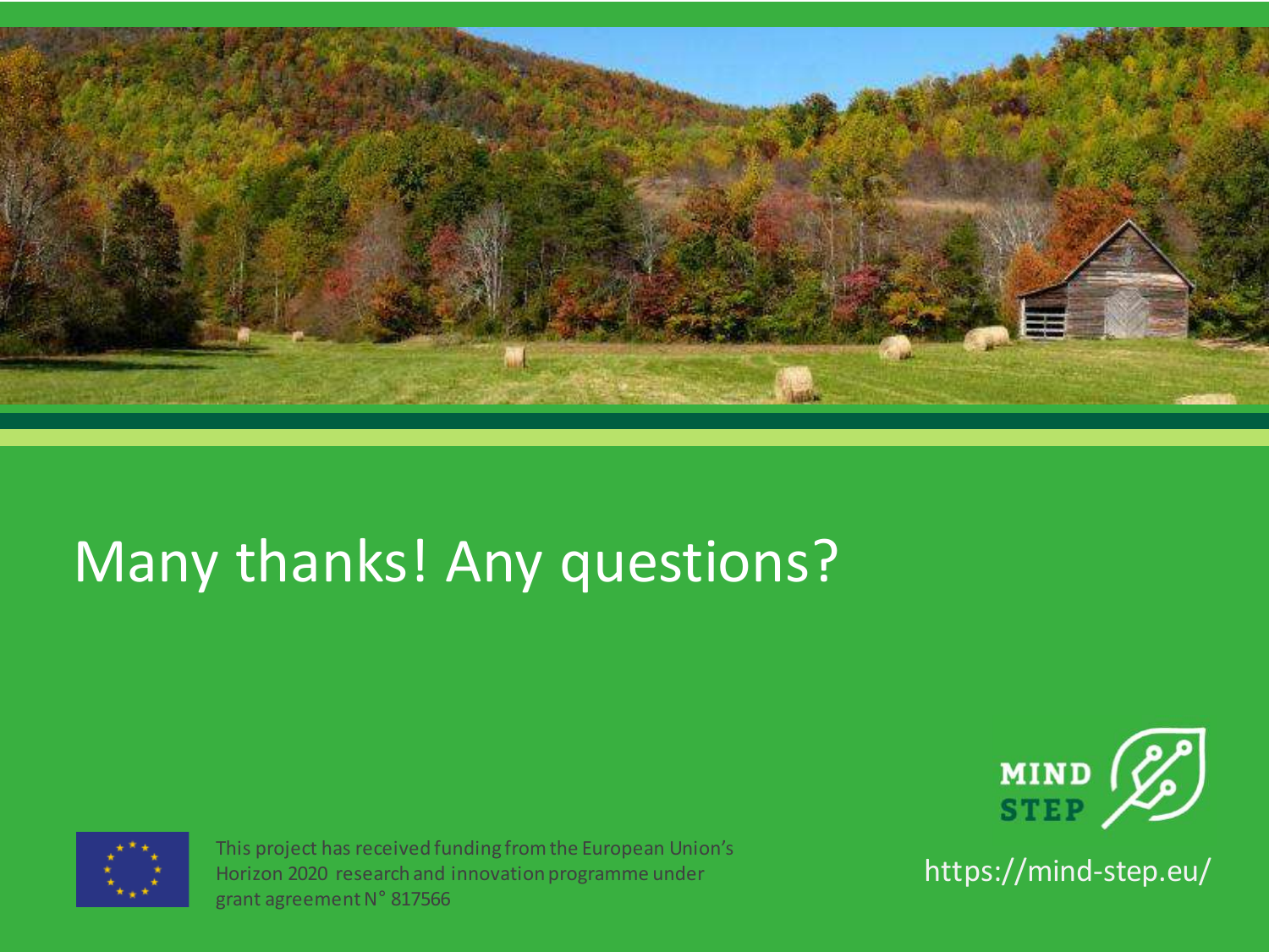# Many thanks! Any questions?

This project has received funding from the European Union's Horizon 2020 research and innovation programme under grant agreement N° 817566

MIND STEP

https://mind-step.eu/